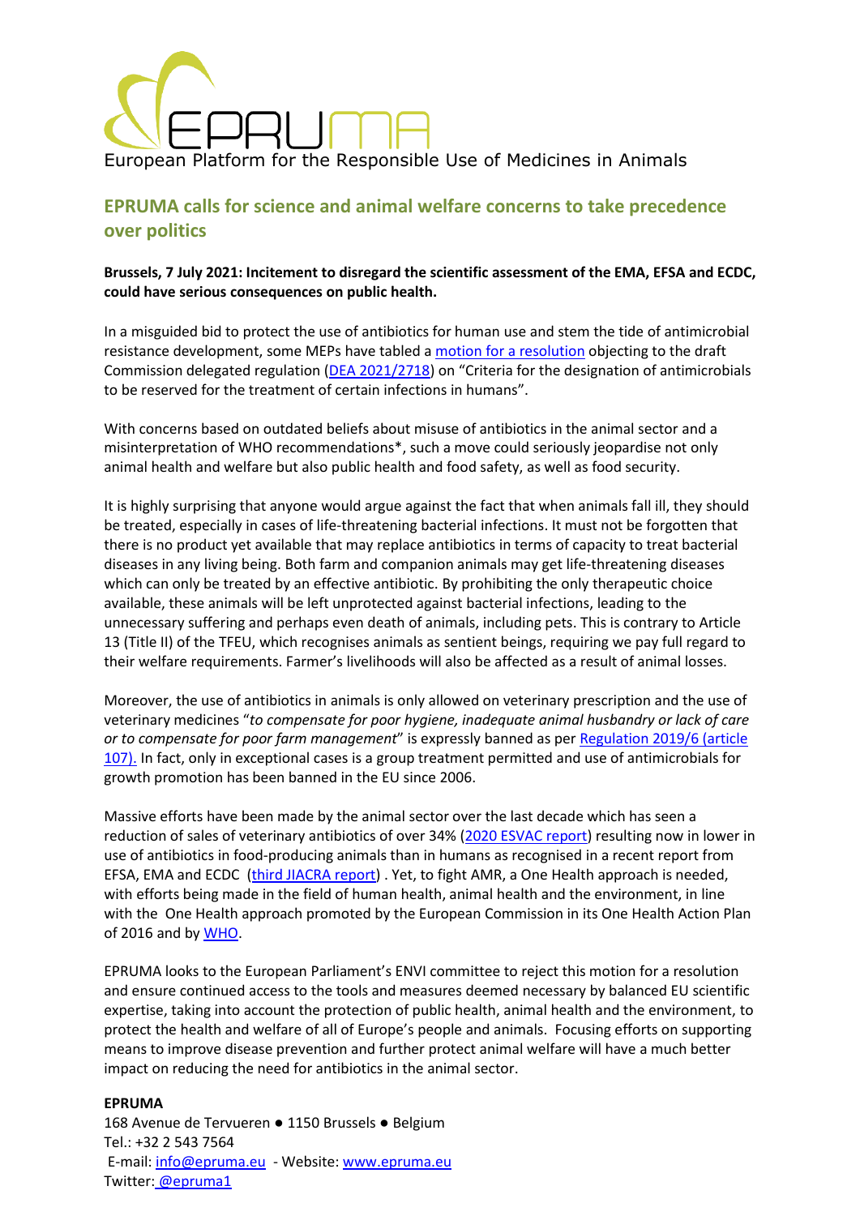# EPRUMA

European Platform for the Responsible Use of Medicines in Animals

## EPRUMA calls for science and animal welfare concerns to take precedence over politics

**Brussels, 7 July 2021: Incitement to disregard the scientific assessment of the EMA, EFSA and ECDC, could have serious consequences on public health.**

In a misguided bid to protect the use of antibiotics for human use and stem the tide of antimicrobial resistance development, some MEPs have tabled a motion for a resolution objecting to the draft Commission delegated regulation (DEA 2021/2718) on "Criteria for the designation of antimicrobials to be reserved for the treatment of certain infections in humans".

With concerns based on outdated beliefs about misuse of antibiotics in the animal sector and a misinterpretation of WHO recommendations*, such a move could seriously jeopardise not only animal health and welfare but also public health and food safety, as well as food security.

It is highly surprising that anyone would argue against the fact that when animals fall ill, they should be treated, especially in cases of life-threatening bacterial infections. It must not be forgotten that there is no product yet available that may replace antibiotics in terms of capacity to treat bacterial diseases in any living being. Both farm and companion animals may get life-threatening diseases which can only be treated by an effective antibiotic. By prohibiting the only therapeutic choice available, these animals will be left unprotected against bacterial infections, leading to the unnecessary suffering and perhaps even death of animals, including pets. This is contrary to Article 13 (Title II) of the TFEU, which recognises animals as sentient beings, requiring we pay full regard to their welfare requirements. Farmer's livelihoods will also be affected as a result of animal losses.

Moreover, the use of antibiotics in animals is only allowed on veterinary prescription and the use of veterinary medicines "*to compensate for poor hygiene, inadequate animal husbandry or lack of care or to compensate for poor farm management*" is expressly banned as per Regulation 2019/6 (article 107). In fact, only in exceptional cases is a group treatment permitted and use of antimicrobials for growth promotion has been banned in the EU since 2006.

Massive efforts have been made by the animal sector over the last decade which has seen a reduction of sales of veterinary antibiotics of over 34% (2020 ESVAC report) resulting now in lower in use of antibiotics in food-producing animals than in humans as recognised in a recent report from EFSA, EMA and ECDC (third JIACRA report) . Yet, to fight AMR, a One Health approach is needed, with efforts being made in the field of human health, animal health and the environment, in line with the One Health approach promoted by the European Commission in its One Health Action Plan of 2016 and by WHO.

EPRUMA looks to the European Parliament's ENVI committee to reject this motion for a resolution and ensure continued access to the tools and measures deemed necessary by balanced EU scientific expertise, taking into account the protection of public health, animal health and the environment, to protect the health and welfare of all of Europe's people and animals. Focusing efforts on supporting means to improve disease prevention and further protect animal welfare will have a much better impact on reducing the need for antibiotics in the animal sector.

**EPRUMA**
168 Avenue de Tervueren ● 1150 Brussels ● Belgium
Tel.: +32 2 543 7564
E-mail: info@epruma.eu - Website: www.epruma.eu
Twitter: @epruma1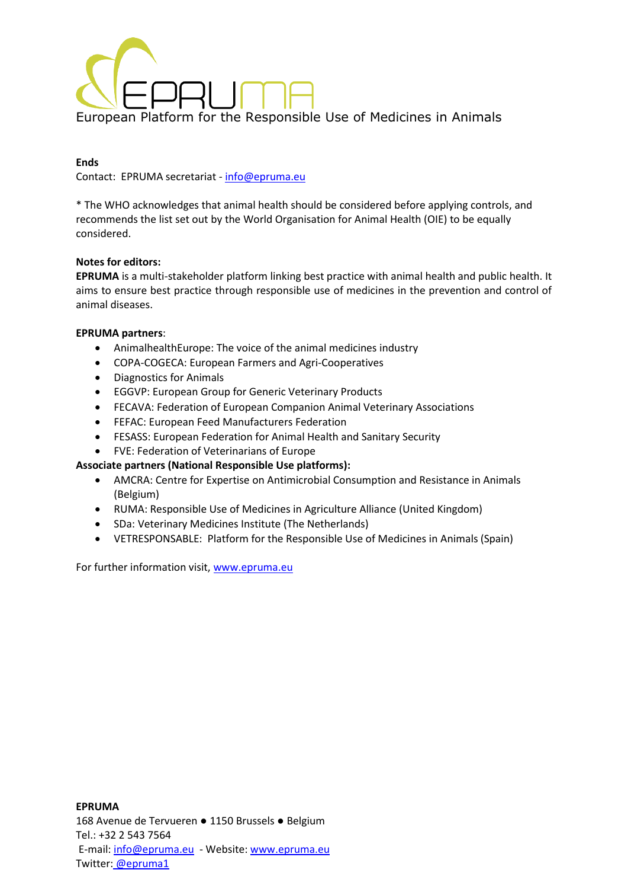EPRUMA

European Platform for the Responsible Use of Medicines in Animals

**Ends**

Contact: EPRUMA secretariat - info@epruma.eu

* The WHO acknowledges that animal health should be considered before applying controls, and recommends the list set out by the World Organisation for Animal Health (OIE) to be equally considered.

**Notes for editors:**

**EPRUMA** is a multi-stakeholder platform linking best practice with animal health and public health. It aims to ensure best practice through responsible use of medicines in the prevention and control of animal diseases.

**EPRUMA partners**:

- AnimalhealthEurope: The voice of the animal medicines industry
- COPA-COGECA: European Farmers and Agri-Cooperatives
- Diagnostics for Animals
- EGGVP: European Group for Generic Veterinary Products
- FECAVA: Federation of European Companion Animal Veterinary Associations
- FEFAC: European Feed Manufacturers Federation
- FESASS: European Federation for Animal Health and Sanitary Security
- FVE: Federation of Veterinarians of Europe

**Associate partners (National Responsible Use platforms):**

- AMCRA: Centre for Expertise on Antimicrobial Consumption and Resistance in Animals (Belgium)
- RUMA: Responsible Use of Medicines in Agriculture Alliance (United Kingdom)
- SDa: Veterinary Medicines Institute (The Netherlands)
- VETRESPONSABLE: Platform for the Responsible Use of Medicines in Animals (Spain)

For further information visit, www.epruma.eu

**EPRUMA**
168 Avenue de Tervueren ● 1150 Brussels ● Belgium
Tel.: +32 2 543 7564
E-mail: info@epruma.eu - Website: www.epruma.eu
Twitter: @epruma1